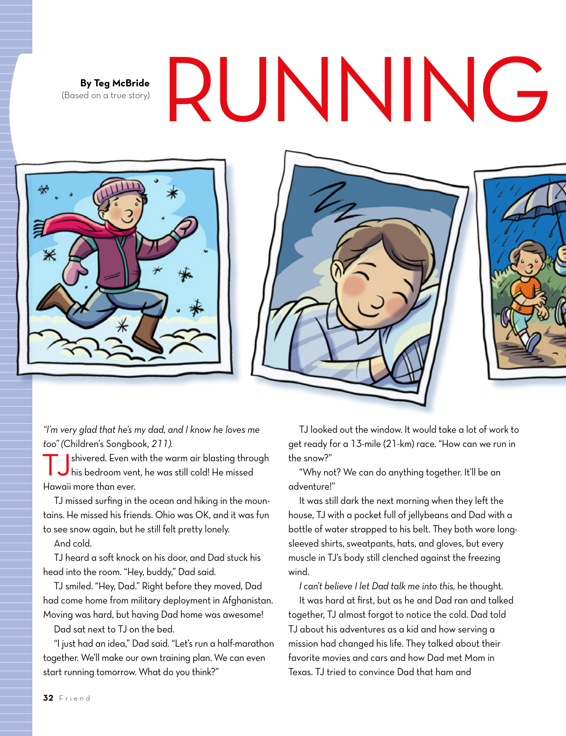# RUNNING

**By Teg McBride**
(Based on a true story)

*"I'm very glad that he's my dad, and I know he loves me too"* (Children's Songbook, *211*).

TJ shivered. Even with the warm air blasting through his bedroom vent, he was still cold! He missed Hawaii more than ever.

TJ missed surfing in the ocean and hiking in the mountains. He missed his friends. Ohio was OK, and it was fun to see snow again, but he still felt pretty lonely.

And cold.

TJ heard a soft knock on his door, and Dad stuck his head into the room. "Hey, buddy," Dad said.

TJ smiled. "Hey, Dad." Right before they moved, Dad had come home from military deployment in Afghanistan. Moving was hard, but having Dad home was awesome!

Dad sat next to TJ on the bed.

"I just had an idea," Dad said. "Let's run a half-marathon together. We'll make our own training plan. We can even start running tomorrow. What do you think?"

TJ looked out the window. It would take a lot of work to get ready for a 13-mile (21-km) race. "How can we run in the snow?"

"Why not? We can do anything together. It'll be an adventure!"

It was still dark the next morning when they left the house, TJ with a pocket full of jellybeans and Dad with a bottle of water strapped to his belt. They both wore long-sleeved shirts, sweatpants, hats, and gloves, but every muscle in TJ's body still clenched against the freezing wind.

*I can't believe I let Dad talk me into this,* he thought.

It was hard at first, but as he and Dad ran and talked together, TJ almost forgot to notice the cold. Dad told TJ about his adventures as a kid and how serving a mission had changed his life. They talked about their favorite movies and cars and how Dad met Mom in Texas. TJ tried to convince Dad that ham and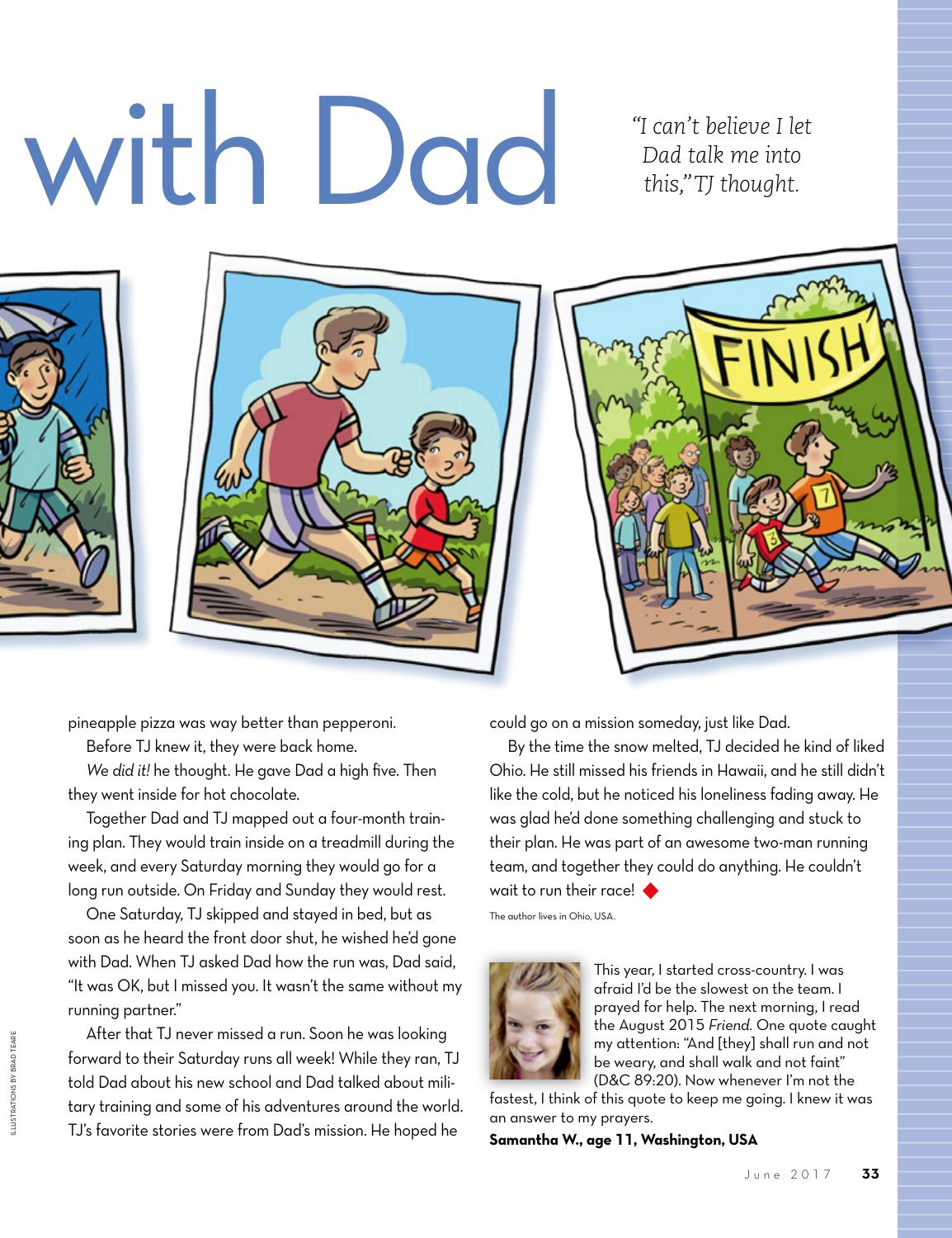# with Dad

*"I can't believe I let Dad talk me into this," TJ thought.*

pineapple pizza was way better than pepperoni.

Before TJ knew it, they were back home.

*We did it!* he thought. He gave Dad a high five. Then they went inside for hot chocolate.

Together Dad and TJ mapped out a four-month training plan. They would train inside on a treadmill during the week, and every Saturday morning they would go for a long run outside. On Friday and Sunday they would rest.

One Saturday, TJ skipped and stayed in bed, but as soon as he heard the front door shut, he wished he'd gone with Dad. When TJ asked Dad how the run was, Dad said, "It was OK, but I missed you. It wasn't the same without my running partner."

After that TJ never missed a run. Soon he was looking forward to their Saturday runs all week! While they ran, TJ told Dad about his new school and Dad talked about military training and some of his adventures around the world. TJ's favorite stories were from Dad's mission. He hoped he could go on a mission someday, just like Dad.

By the time the snow melted, TJ decided he kind of liked Ohio. He still missed his friends in Hawaii, and he still didn't like the cold, but he noticed his loneliness fading away. He was glad he'd done something challenging and stuck to their plan. He was part of an awesome two-man running team, and together they could do anything. He couldn't wait to run their race! ◆

The author lives in Ohio, USA.

This year, I started cross-country. I was afraid I'd be the slowest on the team. I prayed for help. The next morning, I read the August 2015 *Friend*. One quote caught my attention: "And [they] shall run and not be weary, and shall walk and not faint" (D&C 89:20). Now whenever I'm not the fastest, I think of this quote to keep me going. I knew it was an answer to my prayers.

**Samantha W., age 11, Washington, USA**

ILLUSTRATIONS BY BRAD TEARE